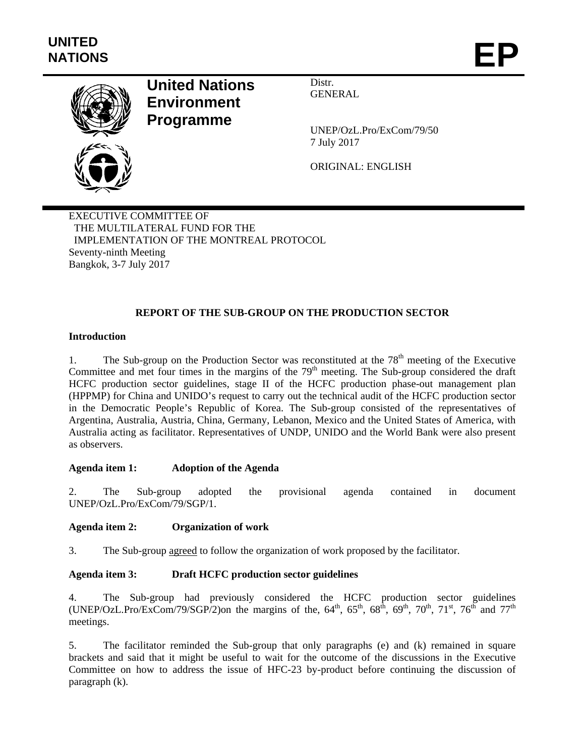UNITED NATIONS

# EP

**United Nations Environment Programme**

Distr.
GENERAL

UNEP/OzL.Pro/ExCom/79/50
7 July 2017

ORIGINAL: ENGLISH

EXECUTIVE COMMITTEE OF
THE MULTILATERAL FUND FOR THE
IMPLEMENTATION OF THE MONTREAL PROTOCOL
Seventy-ninth Meeting
Bangkok, 3-7 July 2017

## REPORT OF THE SUB-GROUP ON THE PRODUCTION SECTOR

### Introduction

1. The Sub-group on the Production Sector was reconstituted at the 78th meeting of the Executive Committee and met four times in the margins of the 79th meeting. The Sub-group considered the draft HCFC production sector guidelines, stage II of the HCFC production phase-out management plan (HPPMP) for China and UNIDO's request to carry out the technical audit of the HCFC production sector in the Democratic People's Republic of Korea. The Sub-group consisted of the representatives of Argentina, Australia, Austria, China, Germany, Lebanon, Mexico and the United States of America, with Australia acting as facilitator. Representatives of UNDP, UNIDO and the World Bank were also present as observers.

### Agenda item 1: Adoption of the Agenda

2. The Sub-group adopted the provisional agenda contained in document UNEP/OzL.Pro/ExCom/79/SGP/1.

### Agenda item 2: Organization of work

3. The Sub-group agreed to follow the organization of work proposed by the facilitator.

### Agenda item 3: Draft HCFC production sector guidelines

4. The Sub-group had previously considered the HCFC production sector guidelines (UNEP/OzL.Pro/ExCom/79/SGP/2)on the margins of the, 64th, 65th, 68th, 69th, 70th, 71st, 76th and 77th meetings.

5. The facilitator reminded the Sub-group that only paragraphs (e) and (k) remained in square brackets and said that it might be useful to wait for the outcome of the discussions in the Executive Committee on how to address the issue of HFC-23 by-product before continuing the discussion of paragraph (k).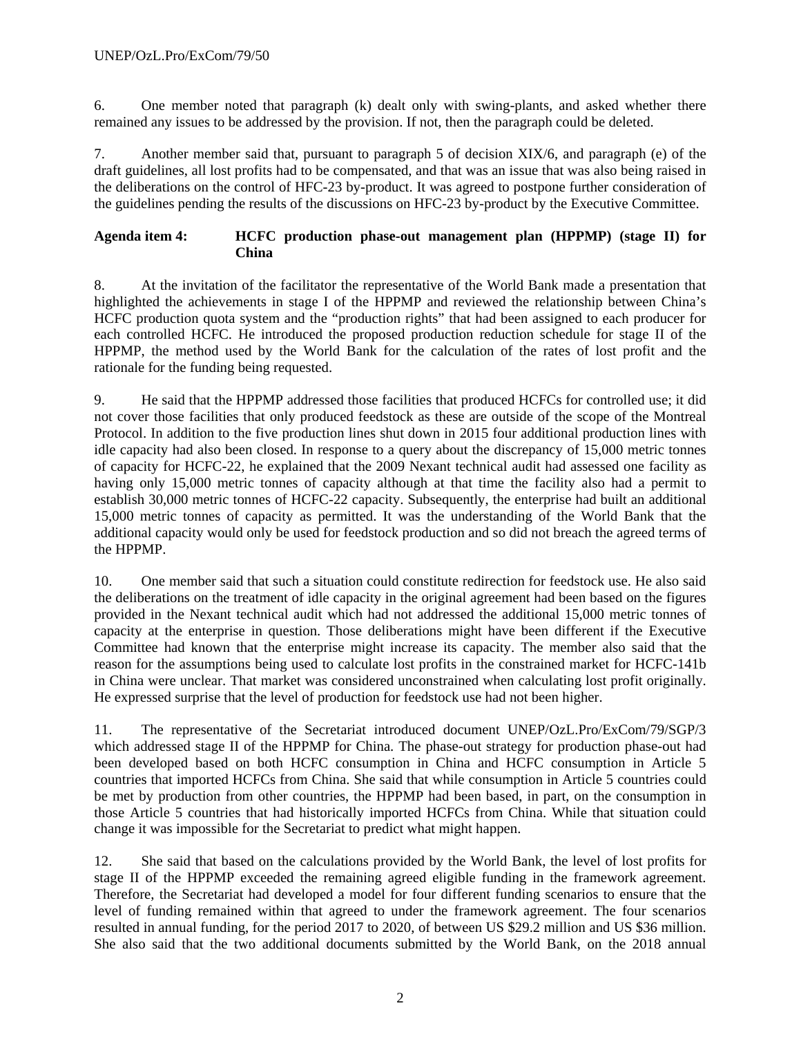6. One member noted that paragraph (k) dealt only with swing-plants, and asked whether there remained any issues to be addressed by the provision. If not, then the paragraph could be deleted.

7. Another member said that, pursuant to paragraph 5 of decision XIX/6, and paragraph (e) of the draft guidelines, all lost profits had to be compensated, and that was an issue that was also being raised in the deliberations on the control of HFC-23 by-product. It was agreed to postpone further consideration of the guidelines pending the results of the discussions on HFC-23 by-product by the Executive Committee.

**Agenda item 4: HCFC production phase-out management plan (HPPMP) (stage II) for China**

8. At the invitation of the facilitator the representative of the World Bank made a presentation that highlighted the achievements in stage I of the HPPMP and reviewed the relationship between China's HCFC production quota system and the "production rights" that had been assigned to each producer for each controlled HCFC. He introduced the proposed production reduction schedule for stage II of the HPPMP, the method used by the World Bank for the calculation of the rates of lost profit and the rationale for the funding being requested.

9. He said that the HPPMP addressed those facilities that produced HCFCs for controlled use; it did not cover those facilities that only produced feedstock as these are outside of the scope of the Montreal Protocol. In addition to the five production lines shut down in 2015 four additional production lines with idle capacity had also been closed. In response to a query about the discrepancy of 15,000 metric tonnes of capacity for HCFC-22, he explained that the 2009 Nexant technical audit had assessed one facility as having only 15,000 metric tonnes of capacity although at that time the facility also had a permit to establish 30,000 metric tonnes of HCFC-22 capacity. Subsequently, the enterprise had built an additional 15,000 metric tonnes of capacity as permitted. It was the understanding of the World Bank that the additional capacity would only be used for feedstock production and so did not breach the agreed terms of the HPPMP.

10. One member said that such a situation could constitute redirection for feedstock use. He also said the deliberations on the treatment of idle capacity in the original agreement had been based on the figures provided in the Nexant technical audit which had not addressed the additional 15,000 metric tonnes of capacity at the enterprise in question. Those deliberations might have been different if the Executive Committee had known that the enterprise might increase its capacity. The member also said that the reason for the assumptions being used to calculate lost profits in the constrained market for HCFC-141b in China were unclear. That market was considered unconstrained when calculating lost profit originally. He expressed surprise that the level of production for feedstock use had not been higher.

11. The representative of the Secretariat introduced document UNEP/OzL.Pro/ExCom/79/SGP/3 which addressed stage II of the HPPMP for China. The phase-out strategy for production phase-out had been developed based on both HCFC consumption in China and HCFC consumption in Article 5 countries that imported HCFCs from China. She said that while consumption in Article 5 countries could be met by production from other countries, the HPPMP had been based, in part, on the consumption in those Article 5 countries that had historically imported HCFCs from China. While that situation could change it was impossible for the Secretariat to predict what might happen.

12. She said that based on the calculations provided by the World Bank, the level of lost profits for stage II of the HPPMP exceeded the remaining agreed eligible funding in the framework agreement. Therefore, the Secretariat had developed a model for four different funding scenarios to ensure that the level of funding remained within that agreed to under the framework agreement. The four scenarios resulted in annual funding, for the period 2017 to 2020, of between US $29.2 million and US $36 million. She also said that the two additional documents submitted by the World Bank, on the 2018 annual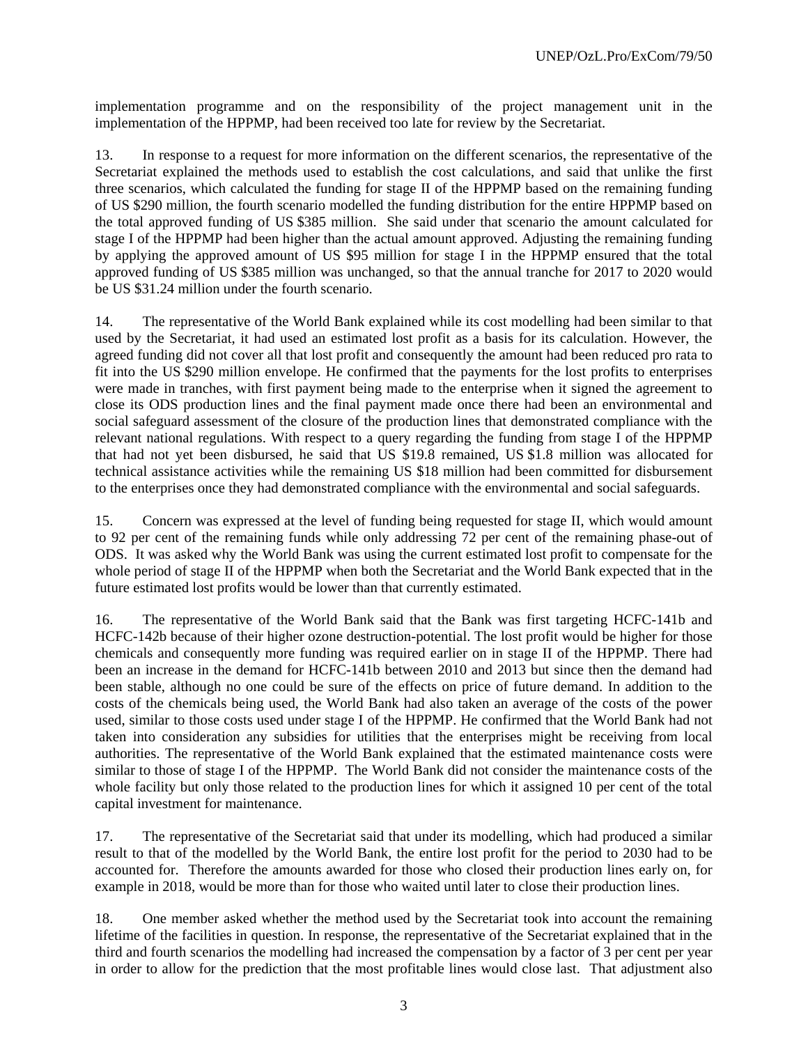implementation programme and on the responsibility of the project management unit in the implementation of the HPPMP, had been received too late for review by the Secretariat.

13. In response to a request for more information on the different scenarios, the representative of the Secretariat explained the methods used to establish the cost calculations, and said that unlike the first three scenarios, which calculated the funding for stage II of the HPPMP based on the remaining funding of US $290 million, the fourth scenario modelled the funding distribution for the entire HPPMP based on the total approved funding of US $385 million. She said under that scenario the amount calculated for stage I of the HPPMP had been higher than the actual amount approved. Adjusting the remaining funding by applying the approved amount of US $95 million for stage I in the HPPMP ensured that the total approved funding of US $385 million was unchanged, so that the annual tranche for 2017 to 2020 would be US $31.24 million under the fourth scenario.

14. The representative of the World Bank explained while its cost modelling had been similar to that used by the Secretariat, it had used an estimated lost profit as a basis for its calculation. However, the agreed funding did not cover all that lost profit and consequently the amount had been reduced pro rata to fit into the US $290 million envelope. He confirmed that the payments for the lost profits to enterprises were made in tranches, with first payment being made to the enterprise when it signed the agreement to close its ODS production lines and the final payment made once there had been an environmental and social safeguard assessment of the closure of the production lines that demonstrated compliance with the relevant national regulations. With respect to a query regarding the funding from stage I of the HPPMP that had not yet been disbursed, he said that US $19.8 remained, US $1.8 million was allocated for technical assistance activities while the remaining US $18 million had been committed for disbursement to the enterprises once they had demonstrated compliance with the environmental and social safeguards.

15. Concern was expressed at the level of funding being requested for stage II, which would amount to 92 per cent of the remaining funds while only addressing 72 per cent of the remaining phase-out of ODS. It was asked why the World Bank was using the current estimated lost profit to compensate for the whole period of stage II of the HPPMP when both the Secretariat and the World Bank expected that in the future estimated lost profits would be lower than that currently estimated.

16. The representative of the World Bank said that the Bank was first targeting HCFC-141b and HCFC-142b because of their higher ozone destruction-potential. The lost profit would be higher for those chemicals and consequently more funding was required earlier on in stage II of the HPPMP. There had been an increase in the demand for HCFC-141b between 2010 and 2013 but since then the demand had been stable, although no one could be sure of the effects on price of future demand. In addition to the costs of the chemicals being used, the World Bank had also taken an average of the costs of the power used, similar to those costs used under stage I of the HPPMP. He confirmed that the World Bank had not taken into consideration any subsidies for utilities that the enterprises might be receiving from local authorities. The representative of the World Bank explained that the estimated maintenance costs were similar to those of stage I of the HPPMP. The World Bank did not consider the maintenance costs of the whole facility but only those related to the production lines for which it assigned 10 per cent of the total capital investment for maintenance.

17. The representative of the Secretariat said that under its modelling, which had produced a similar result to that of the modelled by the World Bank, the entire lost profit for the period to 2030 had to be accounted for. Therefore the amounts awarded for those who closed their production lines early on, for example in 2018, would be more than for those who waited until later to close their production lines.

18. One member asked whether the method used by the Secretariat took into account the remaining lifetime of the facilities in question. In response, the representative of the Secretariat explained that in the third and fourth scenarios the modelling had increased the compensation by a factor of 3 per cent per year in order to allow for the prediction that the most profitable lines would close last. That adjustment also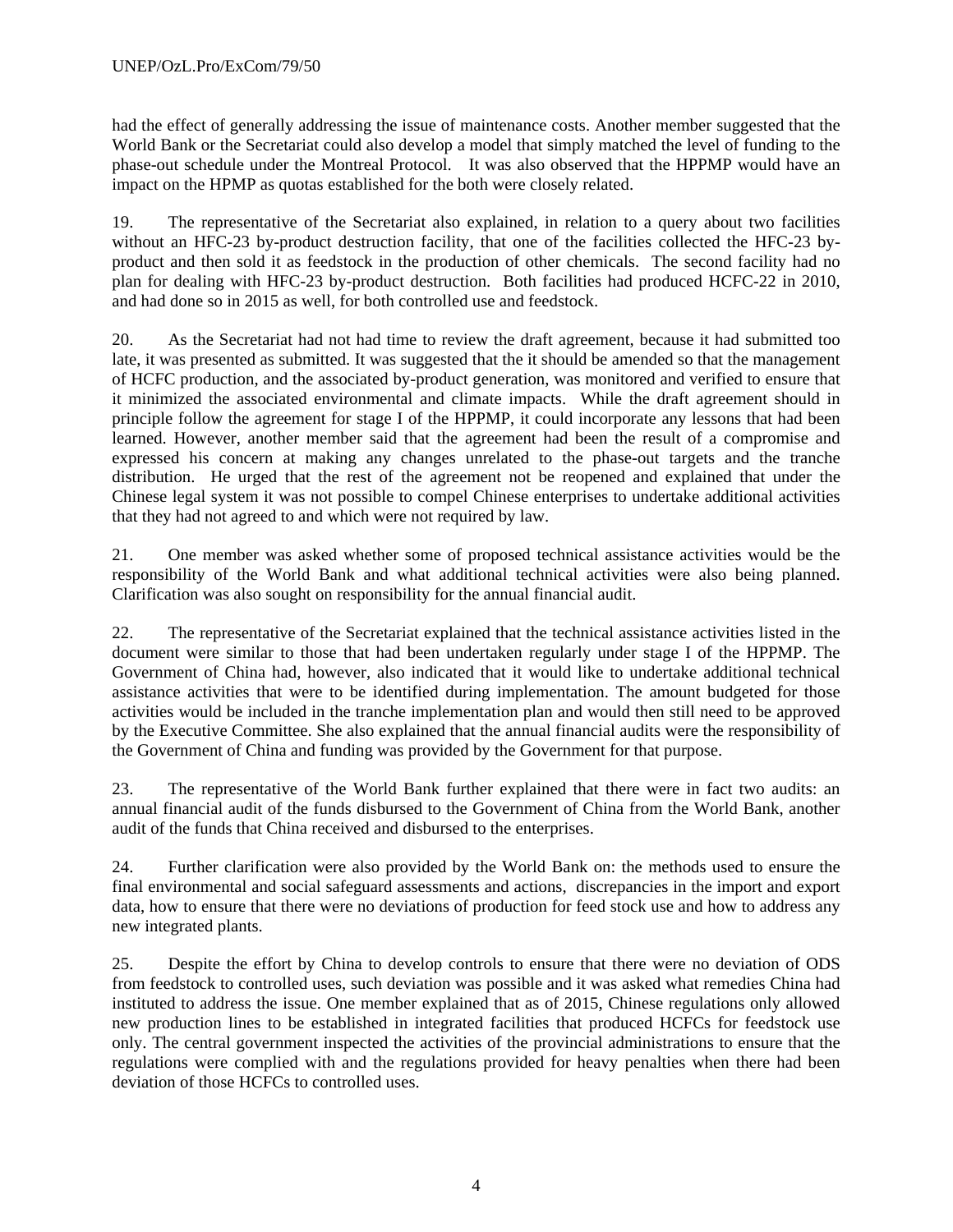had the effect of generally addressing the issue of maintenance costs. Another member suggested that the World Bank or the Secretariat could also develop a model that simply matched the level of funding to the phase-out schedule under the Montreal Protocol. It was also observed that the HPPMP would have an impact on the HPMP as quotas established for the both were closely related.

19. The representative of the Secretariat also explained, in relation to a query about two facilities without an HFC-23 by-product destruction facility, that one of the facilities collected the HFC-23 by-product and then sold it as feedstock in the production of other chemicals. The second facility had no plan for dealing with HFC-23 by-product destruction. Both facilities had produced HCFC-22 in 2010, and had done so in 2015 as well, for both controlled use and feedstock.

20. As the Secretariat had not had time to review the draft agreement, because it had submitted too late, it was presented as submitted. It was suggested that the it should be amended so that the management of HCFC production, and the associated by-product generation, was monitored and verified to ensure that it minimized the associated environmental and climate impacts. While the draft agreement should in principle follow the agreement for stage I of the HPPMP, it could incorporate any lessons that had been learned. However, another member said that the agreement had been the result of a compromise and expressed his concern at making any changes unrelated to the phase-out targets and the tranche distribution. He urged that the rest of the agreement not be reopened and explained that under the Chinese legal system it was not possible to compel Chinese enterprises to undertake additional activities that they had not agreed to and which were not required by law.

21. One member was asked whether some of proposed technical assistance activities would be the responsibility of the World Bank and what additional technical activities were also being planned. Clarification was also sought on responsibility for the annual financial audit.

22. The representative of the Secretariat explained that the technical assistance activities listed in the document were similar to those that had been undertaken regularly under stage I of the HPPMP. The Government of China had, however, also indicated that it would like to undertake additional technical assistance activities that were to be identified during implementation. The amount budgeted for those activities would be included in the tranche implementation plan and would then still need to be approved by the Executive Committee. She also explained that the annual financial audits were the responsibility of the Government of China and funding was provided by the Government for that purpose.

23. The representative of the World Bank further explained that there were in fact two audits: an annual financial audit of the funds disbursed to the Government of China from the World Bank, another audit of the funds that China received and disbursed to the enterprises.

24. Further clarification were also provided by the World Bank on: the methods used to ensure the final environmental and social safeguard assessments and actions, discrepancies in the import and export data, how to ensure that there were no deviations of production for feed stock use and how to address any new integrated plants.

25. Despite the effort by China to develop controls to ensure that there were no deviation of ODS from feedstock to controlled uses, such deviation was possible and it was asked what remedies China had instituted to address the issue. One member explained that as of 2015, Chinese regulations only allowed new production lines to be established in integrated facilities that produced HCFCs for feedstock use only. The central government inspected the activities of the provincial administrations to ensure that the regulations were complied with and the regulations provided for heavy penalties when there had been deviation of those HCFCs to controlled uses.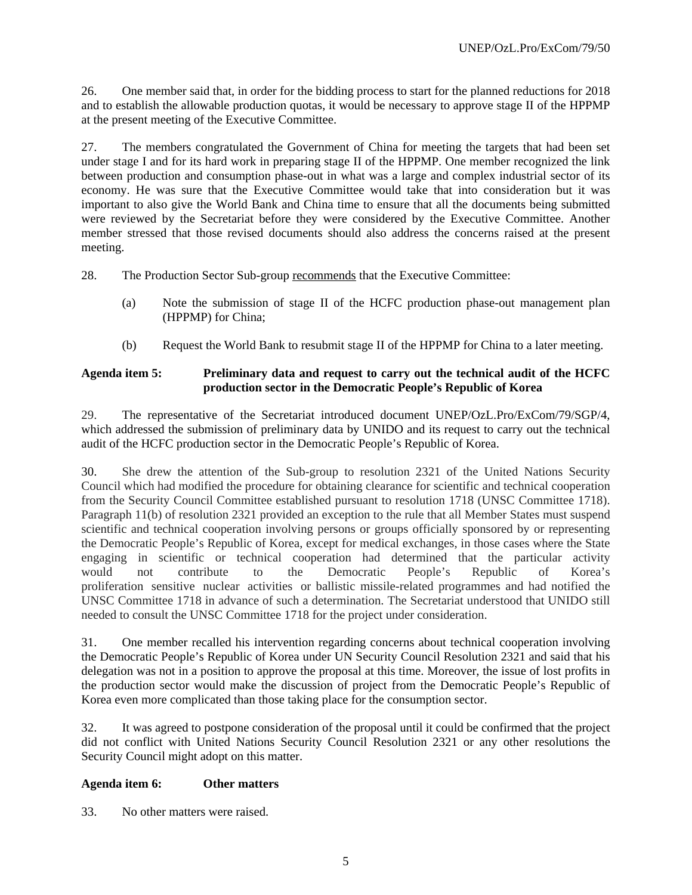26. One member said that, in order for the bidding process to start for the planned reductions for 2018 and to establish the allowable production quotas, it would be necessary to approve stage II of the HPPMP at the present meeting of the Executive Committee.

27. The members congratulated the Government of China for meeting the targets that had been set under stage I and for its hard work in preparing stage II of the HPPMP. One member recognized the link between production and consumption phase-out in what was a large and complex industrial sector of its economy. He was sure that the Executive Committee would take that into consideration but it was important to also give the World Bank and China time to ensure that all the documents being submitted were reviewed by the Secretariat before they were considered by the Executive Committee. Another member stressed that those revised documents should also address the concerns raised at the present meeting.

28. The Production Sector Sub-group recommends that the Executive Committee:

(a) Note the submission of stage II of the HCFC production phase-out management plan (HPPMP) for China;

(b) Request the World Bank to resubmit stage II of the HPPMP for China to a later meeting.

**Agenda item 5: Preliminary data and request to carry out the technical audit of the HCFC production sector in the Democratic People's Republic of Korea**

29. The representative of the Secretariat introduced document UNEP/OzL.Pro/ExCom/79/SGP/4, which addressed the submission of preliminary data by UNIDO and its request to carry out the technical audit of the HCFC production sector in the Democratic People's Republic of Korea.

30. She drew the attention of the Sub-group to resolution 2321 of the United Nations Security Council which had modified the procedure for obtaining clearance for scientific and technical cooperation from the Security Council Committee established pursuant to resolution 1718 (UNSC Committee 1718). Paragraph 11(b) of resolution 2321 provided an exception to the rule that all Member States must suspend scientific and technical cooperation involving persons or groups officially sponsored by or representing the Democratic People's Republic of Korea, except for medical exchanges, in those cases where the State engaging in scientific or technical cooperation had determined that the particular activity would not contribute to the Democratic People's Republic of Korea's proliferation sensitive nuclear activities or ballistic missile-related programmes and had notified the UNSC Committee 1718 in advance of such a determination. The Secretariat understood that UNIDO still needed to consult the UNSC Committee 1718 for the project under consideration.

31. One member recalled his intervention regarding concerns about technical cooperation involving the Democratic People's Republic of Korea under UN Security Council Resolution 2321 and said that his delegation was not in a position to approve the proposal at this time. Moreover, the issue of lost profits in the production sector would make the discussion of project from the Democratic People's Republic of Korea even more complicated than those taking place for the consumption sector.

32. It was agreed to postpone consideration of the proposal until it could be confirmed that the project did not conflict with United Nations Security Council Resolution 2321 or any other resolutions the Security Council might adopt on this matter.

**Agenda item 6: Other matters**

33. No other matters were raised.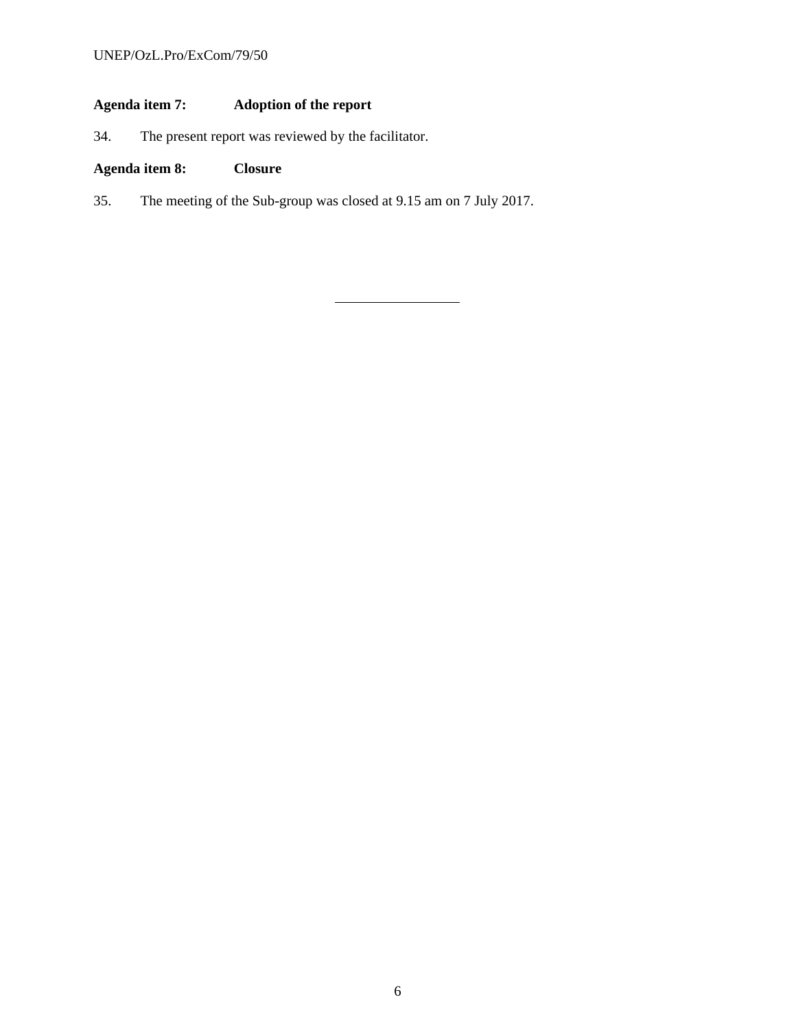**Agenda item 7: Adoption of the report**

34. The present report was reviewed by the facilitator.

**Agenda item 8: Closure**

35. The meeting of the Sub-group was closed at 9.15 am on 7 July 2017.